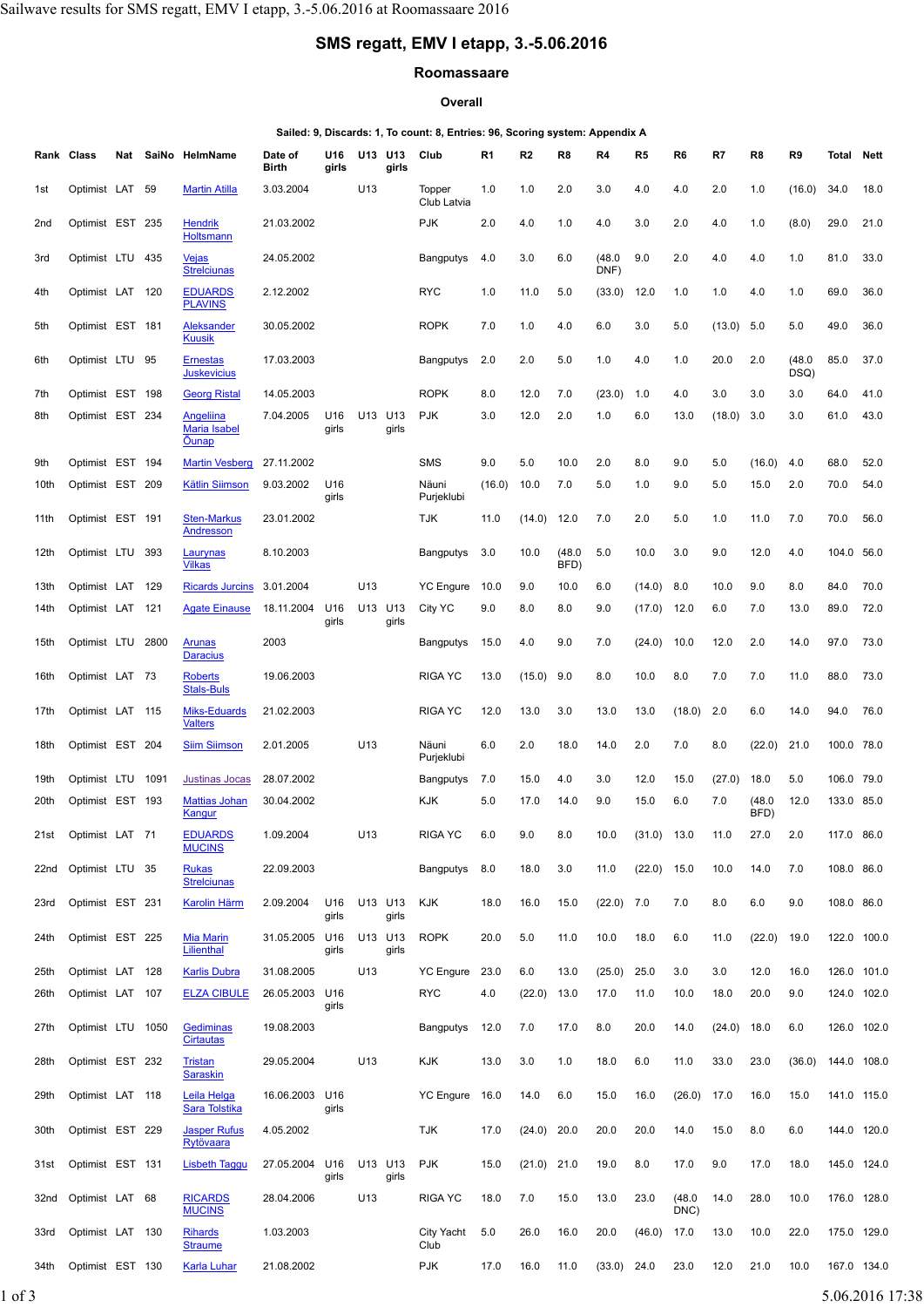# SMS regatt, EMV I etapp, 3.-5.06.2016

## Roomassaare

### Overall

Sailed: 9, Discards: 1, To count: 8, Entries: 96, Scoring system: Appendix A

| Rank | Class | Nat | SaiNo | HelmName | Date of Birth | U16 girls | U13 | U13 girls | Club | R1 | R2 | R8 | R4 | R5 | R6 | R7 | R8 | R9 | Total | Nett |
|---|---|---|---|---|---|---|---|---|---|---|---|---|---|---|---|---|---|---|---|---|
| 1st | Optimist | LAT | 59 | Martin Atilla | 3.03.2004 | | U13 | | Topper Club Latvia | 1.0 | 1.0 | 2.0 | 3.0 | 4.0 | 4.0 | 2.0 | 1.0 | (16.0) | 34.0 | 18.0 |
| 2nd | Optimist | EST | 235 | Hendrik Holtsmann | 21.03.2002 | | | | PJK | 2.0 | 4.0 | 1.0 | 4.0 | 3.0 | 2.0 | 4.0 | 1.0 | (8.0) | 29.0 | 21.0 |
| 3rd | Optimist | LTU | 435 | Vejas Strelciunas | 24.05.2002 | | | | Bangputys | 4.0 | 3.0 | 6.0 | (48.0 DNF) | 9.0 | 2.0 | 4.0 | 4.0 | 1.0 | 81.0 | 33.0 |
| 4th | Optimist | LAT | 120 | EDUARDS PLAVINS | 2.12.2002 | | | | RYC | 1.0 | 11.0 | 5.0 | (33.0) | 12.0 | 1.0 | 1.0 | 4.0 | 1.0 | 69.0 | 36.0 |
| 5th | Optimist | EST | 181 | Aleksander Kuusik | 30.05.2002 | | | | ROPK | 7.0 | 1.0 | 4.0 | 6.0 | 3.0 | 5.0 | (13.0) | 5.0 | 5.0 | 49.0 | 36.0 |
| 6th | Optimist | LTU | 95 | Ernestas Juskevicius | 17.03.2003 | | | | Bangputys | 2.0 | 2.0 | 5.0 | 1.0 | 4.0 | 1.0 | 20.0 | 2.0 | (48.0 DSQ) | 85.0 | 37.0 |
| 7th | Optimist | EST | 198 | Georg Ristal | 14.05.2003 | | | | ROPK | 8.0 | 12.0 | 7.0 | (23.0) | 1.0 | 4.0 | 3.0 | 3.0 | 3.0 | 64.0 | 41.0 |
| 8th | Optimist | EST | 234 | Angeliina Maria Isabel Õunap | 7.04.2005 | U16 girls | U13 | U13 girls | PJK | 3.0 | 12.0 | 2.0 | 1.0 | 6.0 | 13.0 | (18.0) | 3.0 | 3.0 | 61.0 | 43.0 |
| 9th | Optimist | EST | 194 | Martin Vesberg | 27.11.2002 | | | | SMS | 9.0 | 5.0 | 10.0 | 2.0 | 8.0 | 9.0 | 5.0 | (16.0) | 4.0 | 68.0 | 52.0 |
| 10th | Optimist | EST | 209 | Kätlin Siimson | 9.03.2002 | U16 girls | | | Näuni Purjeklubi | (16.0) | 10.0 | 7.0 | 5.0 | 1.0 | 9.0 | 5.0 | 15.0 | 2.0 | 70.0 | 54.0 |
| 11th | Optimist | EST | 191 | Sten-Markus Andresson | 23.01.2002 | | | | TJK | 11.0 | (14.0) | 12.0 | 7.0 | 2.0 | 5.0 | 1.0 | 11.0 | 7.0 | 70.0 | 56.0 |
| 12th | Optimist | LTU | 393 | Laurynas Vilkas | 8.10.2003 | | | | Bangputys | 3.0 | 10.0 | (48.0 BFD) | 5.0 | 10.0 | 3.0 | 9.0 | 12.0 | 4.0 | 104.0 | 56.0 |
| 13th | Optimist | LAT | 129 | Ricards Jurcins | 3.01.2004 | | U13 | | YC Engure | 10.0 | 9.0 | 10.0 | 6.0 | (14.0) | 8.0 | 10.0 | 9.0 | 8.0 | 84.0 | 70.0 |
| 14th | Optimist | LAT | 121 | Agate Einause | 18.11.2004 | U16 girls | U13 | U13 girls | City YC | 9.0 | 8.0 | 8.0 | 9.0 | (17.0) | 12.0 | 6.0 | 7.0 | 13.0 | 89.0 | 72.0 |
| 15th | Optimist | LTU | 2800 | Arunas Daracius | 2003 | | | | Bangputys | 15.0 | 4.0 | 9.0 | 7.0 | (24.0) | 10.0 | 12.0 | 2.0 | 14.0 | 97.0 | 73.0 |
| 16th | Optimist | LAT | 73 | Roberts Stals-Buls | 19.06.2003 | | | | RIGA YC | 13.0 | (15.0) | 9.0 | 8.0 | 10.0 | 8.0 | 7.0 | 7.0 | 11.0 | 88.0 | 73.0 |
| 17th | Optimist | LAT | 115 | Miks-Eduards Valters | 21.02.2003 | | | | RIGA YC | 12.0 | 13.0 | 3.0 | 13.0 | 13.0 | (18.0) | 2.0 | 6.0 | 14.0 | 94.0 | 76.0 |
| 18th | Optimist | EST | 204 | Siim Siimson | 2.01.2005 | | U13 | | Näuni Purjeklubi | 6.0 | 2.0 | 18.0 | 14.0 | 2.0 | 7.0 | 8.0 | (22.0) | 21.0 | 100.0 | 78.0 |
| 19th | Optimist | LTU | 1091 | Justinas Jocas | 28.07.2002 | | | | Bangputys | 7.0 | 15.0 | 4.0 | 3.0 | 12.0 | 15.0 | (27.0) | 18.0 | 5.0 | 106.0 | 79.0 |
| 20th | Optimist | EST | 193 | Mattias Johan Kangur | 30.04.2002 | | | | KJK | 5.0 | 17.0 | 14.0 | 9.0 | 15.0 | 6.0 | 7.0 | (48.0 BFD) | 12.0 | 133.0 | 85.0 |
| 21st | Optimist | LAT | 71 | EDUARDS MUCINS | 1.09.2004 | | U13 | | RIGA YC | 6.0 | 9.0 | 8.0 | 10.0 | (31.0) | 13.0 | 11.0 | 27.0 | 2.0 | 117.0 | 86.0 |
| 22nd | Optimist | LTU | 35 | Rukas Strelciunas | 22.09.2003 | | | | Bangputys | 8.0 | 18.0 | 3.0 | 11.0 | (22.0) | 15.0 | 10.0 | 14.0 | 7.0 | 108.0 | 86.0 |
| 23rd | Optimist | EST | 231 | Karolin Härm | 2.09.2004 | U16 girls | U13 | U13 girls | KJK | 18.0 | 16.0 | 15.0 | (22.0) | 7.0 | 7.0 | 8.0 | 6.0 | 9.0 | 108.0 | 86.0 |
| 24th | Optimist | EST | 225 | Mia Marin Lilienthal | 31.05.2005 | U16 girls | U13 | U13 girls | ROPK | 20.0 | 5.0 | 11.0 | 10.0 | 18.0 | 6.0 | 11.0 | (22.0) | 19.0 | 122.0 | 100.0 |
| 25th | Optimist | LAT | 128 | Karlis Dubra | 31.08.2005 | | U13 | | YC Engure | 23.0 | 6.0 | 13.0 | (25.0) | 25.0 | 3.0 | 3.0 | 12.0 | 16.0 | 126.0 | 101.0 |
| 26th | Optimist | LAT | 107 | ELZA CIBULE | 26.05.2003 | U16 girls | | | RYC | 4.0 | (22.0) | 13.0 | 17.0 | 11.0 | 10.0 | 18.0 | 20.0 | 9.0 | 124.0 | 102.0 |
| 27th | Optimist | LTU | 1050 | Gediminas Cirtautas | 19.08.2003 | | | | Bangputys | 12.0 | 7.0 | 17.0 | 8.0 | 20.0 | 14.0 | (24.0) | 18.0 | 6.0 | 126.0 | 102.0 |
| 28th | Optimist | EST | 232 | Tristan Saraskin | 29.05.2004 | | U13 | | KJK | 13.0 | 3.0 | 1.0 | 18.0 | 6.0 | 11.0 | 33.0 | 23.0 | (36.0) | 144.0 | 108.0 |
| 29th | Optimist | LAT | 118 | Leila Helga Sara Tolstika | 16.06.2003 | U16 girls | | | YC Engure | 16.0 | 14.0 | 6.0 | 15.0 | 16.0 | (26.0) | 17.0 | 16.0 | 15.0 | 141.0 | 115.0 |
| 30th | Optimist | EST | 229 | Jasper Rufus Rytövaara | 4.05.2002 | | | | TJK | 17.0 | (24.0) | 20.0 | 20.0 | 20.0 | 14.0 | 15.0 | 8.0 | 6.0 | 144.0 | 120.0 |
| 31st | Optimist | EST | 131 | Lisbeth Taggu | 27.05.2004 | U16 girls | U13 | U13 girls | PJK | 15.0 | (21.0) | 21.0 | 19.0 | 8.0 | 17.0 | 9.0 | 17.0 | 18.0 | 145.0 | 124.0 |
| 32nd | Optimist | LAT | 68 | RICARDS MUCINS | 28.04.2006 | | U13 | | RIGA YC | 18.0 | 7.0 | 15.0 | 13.0 | 23.0 | (48.0 DNC) | 14.0 | 28.0 | 10.0 | 176.0 | 128.0 |
| 33rd | Optimist | LAT | 130 | Rihards Straume | 1.03.2003 | | | | City Yacht Club | 5.0 | 26.0 | 16.0 | 20.0 | (46.0) | 17.0 | 13.0 | 10.0 | 22.0 | 175.0 | 129.0 |
| 34th | Optimist | EST | 130 | Karla Luhar | 21.08.2002 | | | | PJK | 17.0 | 16.0 | 11.0 | (33.0) | 24.0 | 23.0 | 12.0 | 21.0 | 10.0 | 167.0 | 134.0 |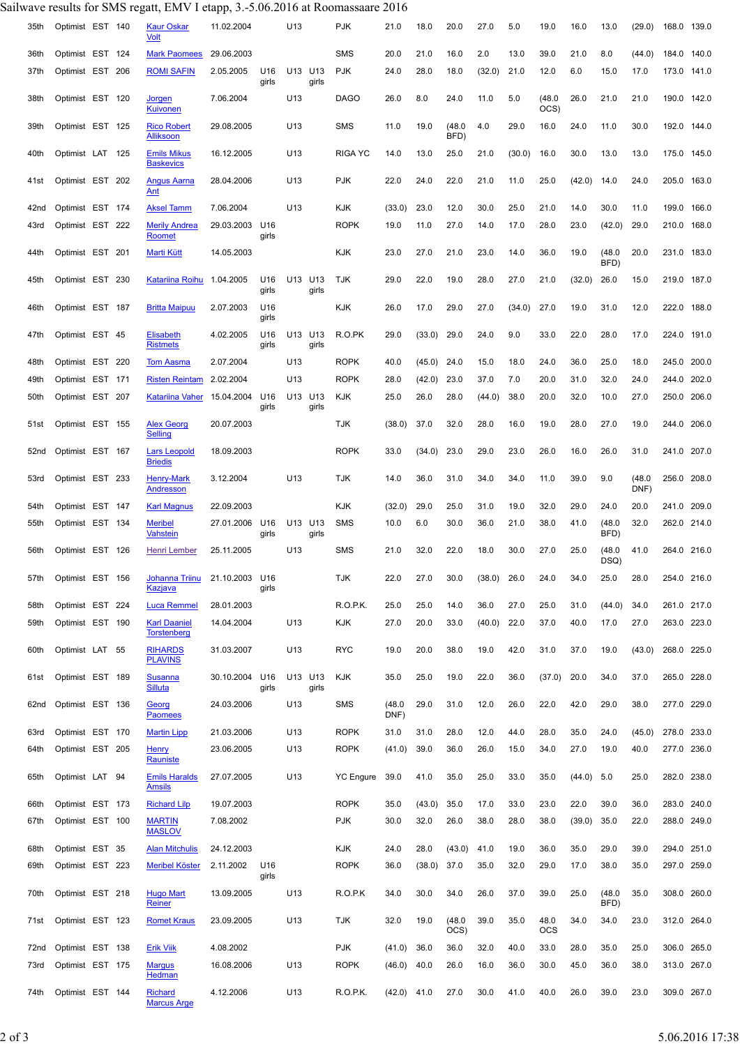Sailwave results for SMS regatt, EMV I etapp, 3.-5.06.2016 at Roomassaare 2016

| | | | | | | | | | | | | | | | | | | | | | | |
|---|---|---|---|---|---|---|---|---|---|---|---|---|---|---|---|---|---|---|---|---|---|---|
| 35th | Optimist | EST | 140 | Kaur Oskar Volt | 11.02.2004 | | U13 | | PJK | 21.0 | 18.0 | 20.0 | 27.0 | 5.0 | 19.0 | 16.0 | 13.0 | (29.0) | 168.0 | 139.0 |
| 36th | Optimist | EST | 124 | Mark Paomees | 29.06.2003 | | | | SMS | 20.0 | 21.0 | 16.0 | 2.0 | 13.0 | 39.0 | 21.0 | 8.0 | (44.0) | 184.0 | 140.0 |
| 37th | Optimist | EST | 206 | ROMI SAFIN | 2.05.2005 | U16 girls | U13 | U13 girls | PJK | 24.0 | 28.0 | 18.0 | (32.0) | 21.0 | 12.0 | 6.0 | 15.0 | 17.0 | 173.0 | 141.0 |
| 38th | Optimist | EST | 120 | Jorgen Kuivonen | 7.06.2004 | | U13 | | DAGO | 26.0 | 8.0 | 24.0 | 11.0 | 5.0 | (48.0 OCS) | 26.0 | 21.0 | 21.0 | 190.0 | 142.0 |
| 39th | Optimist | EST | 125 | Rico Robert Allikson | 29.08.2005 | | U13 | | SMS | 11.0 | 19.0 | (48.0 BFD) | 4.0 | 29.0 | 16.0 | 24.0 | 11.0 | 30.0 | 192.0 | 144.0 |
| 40th | Optimist | LAT | 125 | Emils Mikus Baskevics | 16.12.2005 | | U13 | | RIGA YC | 14.0 | 13.0 | 25.0 | 21.0 | (30.0) | 16.0 | 30.0 | 13.0 | 13.0 | 175.0 | 145.0 |
| 41st | Optimist | EST | 202 | Angus Aarna Ant | 28.04.2006 | | U13 | | PJK | 22.0 | 24.0 | 22.0 | 21.0 | 11.0 | 25.0 | (42.0) | 14.0 | 24.0 | 205.0 | 163.0 |
| 42nd | Optimist | EST | 174 | Aksel Tamm | 7.06.2004 | | U13 | | KJK | (33.0) | 23.0 | 12.0 | 30.0 | 25.0 | 21.0 | 14.0 | 30.0 | 11.0 | 199.0 | 166.0 |
| 43rd | Optimist | EST | 222 | Merily Andrea Roomet | 29.03.2003 | U16 girls | | | ROPK | 19.0 | 11.0 | 27.0 | 14.0 | 17.0 | 28.0 | 23.0 | (42.0) | 29.0 | 210.0 | 168.0 |
| 44th | Optimist | EST | 201 | Marti Kütt | 14.05.2003 | | | | KJK | 23.0 | 27.0 | 21.0 | 23.0 | 14.0 | 36.0 | 19.0 | (48.0 BFD) | 20.0 | 231.0 | 183.0 |
| 45th | Optimist | EST | 230 | Katariina Roihu | 1.04.2005 | U16 girls | U13 | U13 girls | TJK | 29.0 | 22.0 | 19.0 | 28.0 | 27.0 | 21.0 | (32.0) | 26.0 | 15.0 | 219.0 | 187.0 |
| 46th | Optimist | EST | 187 | Britta Maipuu | 2.07.2003 | U16 girls | | | KJK | 26.0 | 17.0 | 29.0 | 27.0 | (34.0) | 27.0 | 19.0 | 31.0 | 12.0 | 222.0 | 188.0 |
| 47th | Optimist | EST | 45 | Elisabeth Ristmets | 4.02.2005 | U16 girls | U13 | U13 girls | R.O.PK | 29.0 | (33.0) | 29.0 | 24.0 | 9.0 | 33.0 | 22.0 | 28.0 | 17.0 | 224.0 | 191.0 |
| 48th | Optimist | EST | 220 | Tom Aasma | 2.07.2004 | | U13 | | ROPK | 40.0 | (45.0) | 24.0 | 15.0 | 18.0 | 24.0 | 36.0 | 25.0 | 18.0 | 245.0 | 200.0 |
| 49th | Optimist | EST | 171 | Risten Reintam | 2.02.2004 | | U13 | | ROPK | 28.0 | (42.0) | 23.0 | 37.0 | 7.0 | 20.0 | 31.0 | 32.0 | 24.0 | 244.0 | 202.0 |
| 50th | Optimist | EST | 207 | Katariina Vaher | 15.04.2004 | U16 girls | U13 | U13 girls | KJK | 25.0 | 26.0 | 28.0 | (44.0) | 38.0 | 20.0 | 32.0 | 10.0 | 27.0 | 250.0 | 206.0 |
| 51st | Optimist | EST | 155 | Alex Georg Selling | 20.07.2003 | | | | TJK | (38.0) | 37.0 | 32.0 | 28.0 | 16.0 | 19.0 | 28.0 | 27.0 | 19.0 | 244.0 | 206.0 |
| 52nd | Optimist | EST | 167 | Lars Leopold Briedis | 18.09.2003 | | | | ROPK | 33.0 | (34.0) | 23.0 | 29.0 | 23.0 | 26.0 | 16.0 | 26.0 | 31.0 | 241.0 | 207.0 |
| 53rd | Optimist | EST | 233 | Henry-Mark Andresson | 3.12.2004 | | U13 | | TJK | 14.0 | 36.0 | 31.0 | 34.0 | 34.0 | 11.0 | 39.0 | 9.0 | (48.0 DNF) | 256.0 | 208.0 |
| 54th | Optimist | EST | 147 | Karl Magnus | 22.09.2003 | | | | KJK | (32.0) | 29.0 | 25.0 | 31.0 | 19.0 | 32.0 | 29.0 | 24.0 | 20.0 | 241.0 | 209.0 |
| 55th | Optimist | EST | 134 | Meribel Vahstein | 27.01.2006 | U16 girls | U13 | U13 girls | SMS | 10.0 | 6.0 | 30.0 | 36.0 | 21.0 | 38.0 | 41.0 | (48.0 BFD) | 32.0 | 262.0 | 214.0 |
| 56th | Optimist | EST | 126 | Henri Lember | 25.11.2005 | | U13 | | SMS | 21.0 | 32.0 | 22.0 | 18.0 | 30.0 | 27.0 | 25.0 | (48.0 DSQ) | 41.0 | 264.0 | 216.0 |
| 57th | Optimist | EST | 156 | Johanna Triinu Kazjava | 21.10.2003 | U16 girls | | | TJK | 22.0 | 27.0 | 30.0 | (38.0) | 26.0 | 24.0 | 34.0 | 25.0 | 28.0 | 254.0 | 216.0 |
| 58th | Optimist | EST | 224 | Luca Remmel | 28.01.2003 | | | | R.O.P.K. | 25.0 | 25.0 | 14.0 | 36.0 | 27.0 | 25.0 | 31.0 | (44.0) | 34.0 | 261.0 | 217.0 |
| 59th | Optimist | EST | 190 | Karl Daaniel Torstenberg | 14.04.2004 | | U13 | | KJK | 27.0 | 20.0 | 33.0 | (40.0) | 22.0 | 37.0 | 40.0 | 17.0 | 27.0 | 263.0 | 223.0 |
| 60th | Optimist | LAT | 55 | RIHARDS PLAVINS | 31.03.2007 | | U13 | | RYC | 19.0 | 20.0 | 38.0 | 19.0 | 42.0 | 31.0 | 37.0 | 19.0 | (43.0) | 268.0 | 225.0 |
| 61st | Optimist | EST | 189 | Susanna Silluta | 30.10.2004 | U16 girls | U13 | U13 girls | KJK | 35.0 | 25.0 | 19.0 | 22.0 | 36.0 | (37.0) | 20.0 | 34.0 | 37.0 | 265.0 | 228.0 |
| 62nd | Optimist | EST | 136 | Georg Paomees | 24.03.2006 | | U13 | | SMS | (48.0 DNF) | 29.0 | 31.0 | 12.0 | 26.0 | 22.0 | 42.0 | 29.0 | 38.0 | 277.0 | 229.0 |
| 63rd | Optimist | EST | 170 | Martin Lipp | 21.03.2006 | | U13 | | ROPK | 31.0 | 31.0 | 28.0 | 12.0 | 44.0 | 28.0 | 35.0 | 24.0 | (45.0) | 278.0 | 233.0 |
| 64th | Optimist | EST | 205 | Henry Rauniste | 23.06.2005 | | U13 | | ROPK | (41.0) | 39.0 | 36.0 | 26.0 | 15.0 | 34.0 | 27.0 | 19.0 | 40.0 | 277.0 | 236.0 |
| 65th | Optimist | LAT | 94 | Emils Haralds Amsils | 27.07.2005 | | U13 | | YC Engure | 39.0 | 41.0 | 35.0 | 25.0 | 33.0 | 35.0 | (44.0) | 5.0 | 25.0 | 282.0 | 238.0 |
| 66th | Optimist | EST | 173 | Richard Lilp | 19.07.2003 | | | | ROPK | 35.0 | (43.0) | 35.0 | 17.0 | 33.0 | 23.0 | 22.0 | 39.0 | 36.0 | 283.0 | 240.0 |
| 67th | Optimist | EST | 100 | MARTIN MASLOV | 7.08.2002 | | | | PJK | 30.0 | 32.0 | 26.0 | 38.0 | 28.0 | 38.0 | (39.0) | 35.0 | 22.0 | 288.0 | 249.0 |
| 68th | Optimist | EST | 35 | Alan Mitchulis | 24.12.2003 | | | | KJK | 24.0 | 28.0 | (43.0) | 41.0 | 19.0 | 36.0 | 35.0 | 29.0 | 39.0 | 294.0 | 251.0 |
| 69th | Optimist | EST | 223 | Meribel Köster | 2.11.2002 | U16 girls | | | ROPK | 36.0 | (38.0) | 37.0 | 35.0 | 32.0 | 29.0 | 17.0 | 38.0 | 35.0 | 297.0 | 259.0 |
| 70th | Optimist | EST | 218 | Hugo Mart Reiner | 13.09.2005 | | U13 | | R.O.P.K | 34.0 | 30.0 | 34.0 | 26.0 | 37.0 | 39.0 | 25.0 | (48.0 BFD) | 35.0 | 308.0 | 260.0 |
| 71st | Optimist | EST | 123 | Romet Kraus | 23.09.2005 | | U13 | | TJK | 32.0 | 19.0 | (48.0 OCS) | 39.0 | 35.0 | 48.0 OCS | 34.0 | 34.0 | 23.0 | 312.0 | 264.0 |
| 72nd | Optimist | EST | 138 | Erik Viik | 4.08.2002 | | | | PJK | (41.0) | 36.0 | 36.0 | 32.0 | 40.0 | 33.0 | 28.0 | 35.0 | 25.0 | 306.0 | 265.0 |
| 73rd | Optimist | EST | 175 | Margus Hedman | 16.08.2006 | | U13 | | ROPK | (46.0) | 40.0 | 26.0 | 16.0 | 36.0 | 30.0 | 45.0 | 36.0 | 38.0 | 313.0 | 267.0 |
| 74th | Optimist | EST | 144 | Richard Marcus Arge | 4.12.2006 | | U13 | | R.O.P.K. | (42.0) | 41.0 | 27.0 | 30.0 | 41.0 | 40.0 | 26.0 | 39.0 | 23.0 | 309.0 | 267.0 |

5.06.2016 17:38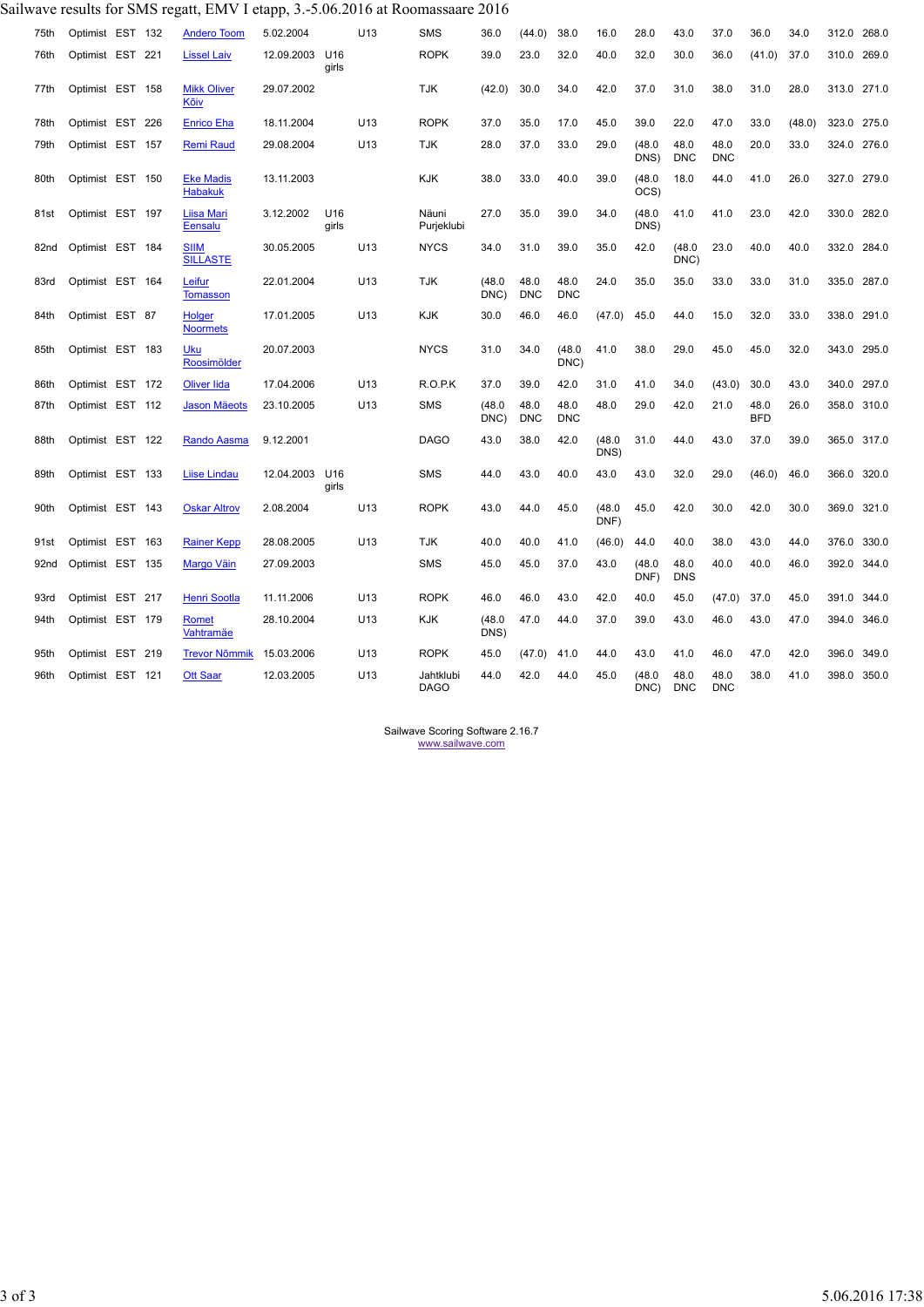Sailwave results for SMS regatt, EMV I etapp, 3.-5.06.2016 at Roomassaare 2016

| | | | | | | | | | | | | | | | | | | | | | |
|---|---|---|---|---|---|---|---|---|---|---|---|---|---|---|---|---|---|---|---|---|---|
| 75th | Optimist | EST | 132 | Andero Toom | 5.02.2004 | | U13 | SMS | 36.0 | (44.0) | 38.0 | 16.0 | 28.0 | 43.0 | 37.0 | 36.0 | 34.0 | 312.0 | 268.0 |
| 76th | Optimist | EST | 221 | Lissel Laiv | 12.09.2003 | U16 girls | | ROPK | 39.0 | 23.0 | 32.0 | 40.0 | 32.0 | 30.0 | 36.0 | (41.0) | 37.0 | 310.0 | 269.0 |
| 77th | Optimist | EST | 158 | Mikk Oliver Kõiv | 29.07.2002 | | | TJK | (42.0) | 30.0 | 34.0 | 42.0 | 37.0 | 31.0 | 38.0 | 31.0 | 28.0 | 313.0 | 271.0 |
| 78th | Optimist | EST | 226 | Enrico Eha | 18.11.2004 | | U13 | ROPK | 37.0 | 35.0 | 17.0 | 45.0 | 39.0 | 22.0 | 47.0 | 33.0 | (48.0) | 323.0 | 275.0 |
| 79th | Optimist | EST | 157 | Remi Raud | 29.08.2004 | | U13 | TJK | 28.0 | 37.0 | 33.0 | 29.0 | (48.0 DNS) | 48.0 DNC | 48.0 DNC | 20.0 | 33.0 | 324.0 | 276.0 |
| 80th | Optimist | EST | 150 | Eke Madis Habakuk | 13.11.2003 | | | KJK | 38.0 | 33.0 | 40.0 | 39.0 | (48.0 OCS) | 18.0 | 44.0 | 41.0 | 26.0 | 327.0 | 279.0 |
| 81st | Optimist | EST | 197 | Liisa Mari Eensalu | 3.12.2002 | U16 girls | | Näuni Purjeklubi | 27.0 | 35.0 | 39.0 | 34.0 | (48.0 DNS) | 41.0 | 41.0 | 23.0 | 42.0 | 330.0 | 282.0 |
| 82nd | Optimist | EST | 184 | SIIM SILLASTE | 30.05.2005 | | U13 | NYCS | 34.0 | 31.0 | 39.0 | 35.0 | 42.0 | (48.0 DNC) | 23.0 | 40.0 | 40.0 | 332.0 | 284.0 |
| 83rd | Optimist | EST | 164 | Leifur Tomasson | 22.01.2004 | | U13 | TJK | (48.0 DNC) | 48.0 DNC | 48.0 DNC | 24.0 | 35.0 | 35.0 | 33.0 | 33.0 | 31.0 | 335.0 | 287.0 |
| 84th | Optimist | EST | 87 | Holger Noormets | 17.01.2005 | | U13 | KJK | 30.0 | 46.0 | 46.0 | (47.0) | 45.0 | 44.0 | 15.0 | 32.0 | 33.0 | 338.0 | 291.0 |
| 85th | Optimist | EST | 183 | Uku Roosimölder | 20.07.2003 | | | NYCS | 31.0 | 34.0 | (48.0 DNC) | 41.0 | 38.0 | 29.0 | 45.0 | 45.0 | 32.0 | 343.0 | 295.0 |
| 86th | Optimist | EST | 172 | Oliver Iida | 17.04.2006 | | U13 | R.O.P.K | 37.0 | 39.0 | 42.0 | 31.0 | 41.0 | 34.0 | (43.0) | 30.0 | 43.0 | 340.0 | 297.0 |
| 87th | Optimist | EST | 112 | Jason Mäeots | 23.10.2005 | | U13 | SMS | (48.0 DNC) | 48.0 DNC | 48.0 DNC | 48.0 | 29.0 | 42.0 | 21.0 | 48.0 BFD | 26.0 | 358.0 | 310.0 |
| 88th | Optimist | EST | 122 | Rando Aasma | 9.12.2001 | | | DAGO | 43.0 | 38.0 | 42.0 | (48.0 DNS) | 31.0 | 44.0 | 43.0 | 37.0 | 39.0 | 365.0 | 317.0 |
| 89th | Optimist | EST | 133 | Liise Lindau | 12.04.2003 | U16 girls | | SMS | 44.0 | 43.0 | 40.0 | 43.0 | 43.0 | 32.0 | 29.0 | (46.0) | 46.0 | 366.0 | 320.0 |
| 90th | Optimist | EST | 143 | Oskar Altrov | 2.08.2004 | | U13 | ROPK | 43.0 | 44.0 | 45.0 | (48.0 DNF) | 45.0 | 42.0 | 30.0 | 42.0 | 30.0 | 369.0 | 321.0 |
| 91st | Optimist | EST | 163 | Rainer Kepp | 28.08.2005 | | U13 | TJK | 40.0 | 40.0 | 41.0 | (46.0) | 44.0 | 40.0 | 38.0 | 43.0 | 44.0 | 376.0 | 330.0 |
| 92nd | Optimist | EST | 135 | Margo Väin | 27.09.2003 | | | SMS | 45.0 | 45.0 | 37.0 | 43.0 | (48.0 DNF) | 48.0 DNS | 40.0 | 40.0 | 46.0 | 392.0 | 344.0 |
| 93rd | Optimist | EST | 217 | Henri Sootla | 11.11.2006 | | U13 | ROPK | 46.0 | 46.0 | 43.0 | 42.0 | 40.0 | 45.0 | (47.0) | 37.0 | 45.0 | 391.0 | 344.0 |
| 94th | Optimist | EST | 179 | Romet Vahtramäe | 28.10.2004 | | U13 | KJK | (48.0 DNS) | 47.0 | 44.0 | 37.0 | 39.0 | 43.0 | 46.0 | 43.0 | 47.0 | 394.0 | 346.0 |
| 95th | Optimist | EST | 219 | Trevor Nõmmik | 15.03.2006 | | U13 | ROPK | 45.0 | (47.0) | 41.0 | 44.0 | 43.0 | 41.0 | 46.0 | 47.0 | 42.0 | 396.0 | 349.0 |
| 96th | Optimist | EST | 121 | Ott Saar | 12.03.2005 | | U13 | Jahtklubi DAGO | 44.0 | 42.0 | 44.0 | 45.0 | (48.0 DNC) | 48.0 DNC | 48.0 DNC | 38.0 | 41.0 | 398.0 | 350.0 |

Sailwave Scoring Software 2.16.7
www.sailwave.com